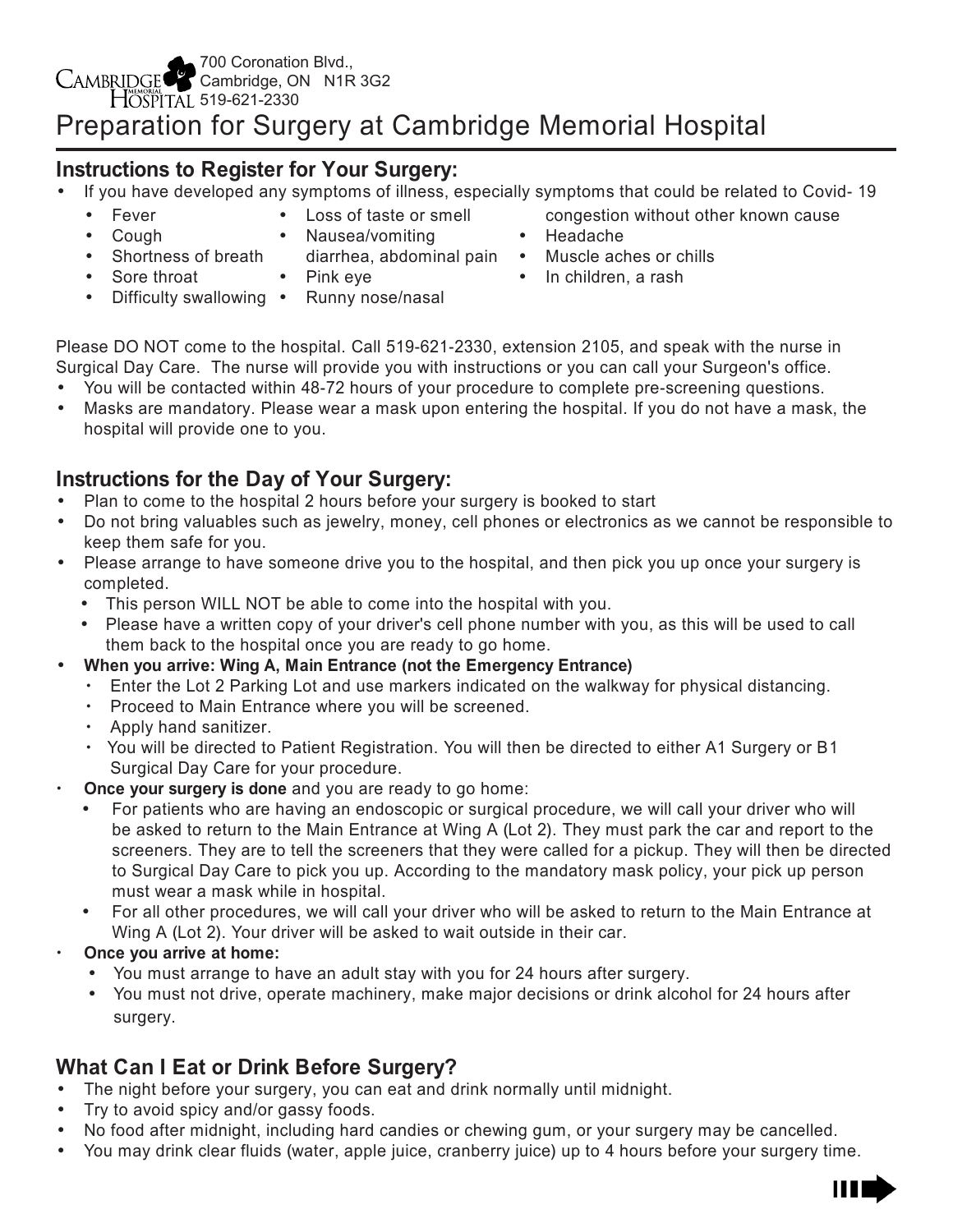Cambridge Memorial Hospital
700 Coronation Blvd.,
Cambridge, ON N1R 3G2
519-621-2330

# Preparation for Surgery at Cambridge Memorial Hospital

## Instructions to Register for Your Surgery:

- If you have developed any symptoms of illness, especially symptoms that could be related to Covid- 19
  - Fever
  - Cough
  - Shortness of breath
  - Sore throat
  - Difficulty swallowing
  - Loss of taste or smell
  - Nausea/vomiting diarrhea, abdominal pain
  - Pink eye
  - Runny nose/nasal congestion without other known cause
  - Headache
  - Muscle aches or chills
  - In children, a rash

Please DO NOT come to the hospital. Call 519-621-2330, extension 2105, and speak with the nurse in Surgical Day Care. The nurse will provide you with instructions or you can call your Surgeon's office.

- You will be contacted within 48-72 hours of your procedure to complete pre-screening questions.
- Masks are mandatory. Please wear a mask upon entering the hospital. If you do not have a mask, the hospital will provide one to you.

## Instructions for the Day of Your Surgery:

- Plan to come to the hospital 2 hours before your surgery is booked to start
- Do not bring valuables such as jewelry, money, cell phones or electronics as we cannot be responsible to keep them safe for you.
- Please arrange to have someone drive you to the hospital, and then pick you up once your surgery is completed.
  - This person WILL NOT be able to come into the hospital with you.
  - Please have a written copy of your driver's cell phone number with you, as this will be used to call them back to the hospital once you are ready to go home.
- **When you arrive: Wing A, Main Entrance (not the Emergency Entrance)**
  - Enter the Lot 2 Parking Lot and use markers indicated on the walkway for physical distancing.
  - Proceed to Main Entrance where you will be screened.
  - Apply hand sanitizer.
  - You will be directed to Patient Registration. You will then be directed to either A1 Surgery or B1 Surgical Day Care for your procedure.
- **Once your surgery is done** and you are ready to go home:
  - For patients who are having an endoscopic or surgical procedure, we will call your driver who will be asked to return to the Main Entrance at Wing A (Lot 2). They must park the car and report to the screeners. They are to tell the screeners that they were called for a pickup. They will then be directed to Surgical Day Care to pick you up. According to the mandatory mask policy, your pick up person must wear a mask while in hospital.
  - For all other procedures, we will call your driver who will be asked to return to the Main Entrance at Wing A (Lot 2). Your driver will be asked to wait outside in their car.
- **Once you arrive at home:**
  - You must arrange to have an adult stay with you for 24 hours after surgery.
  - You must not drive, operate machinery, make major decisions or drink alcohol for 24 hours after surgery.

## What Can I Eat or Drink Before Surgery?

- The night before your surgery, you can eat and drink normally until midnight.
- Try to avoid spicy and/or gassy foods.
- No food after midnight, including hard candies or chewing gum, or your surgery may be cancelled.
- You may drink clear fluids (water, apple juice, cranberry juice) up to 4 hours before your surgery time.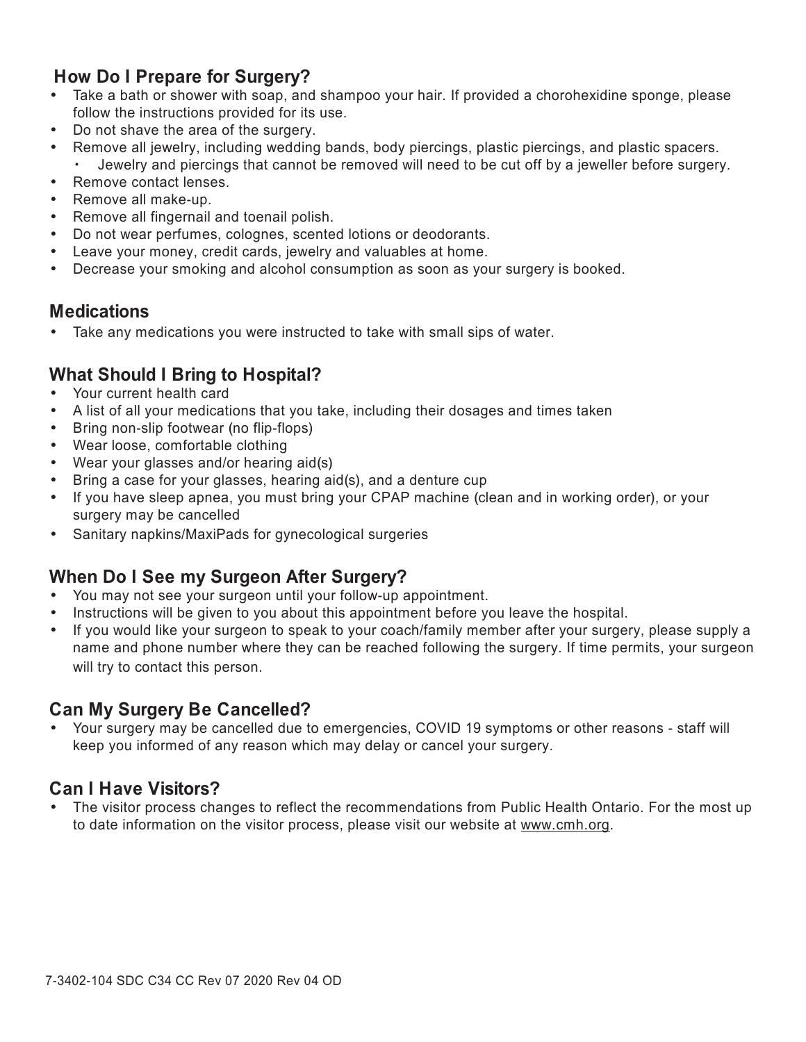## How Do I Prepare for Surgery?

- Take a bath or shower with soap, and shampoo your hair. If provided a chorohexidine sponge, please follow the instructions provided for its use.
- Do not shave the area of the surgery.
- Remove all jewelry, including wedding bands, body piercings, plastic piercings, and plastic spacers.
  - Jewelry and piercings that cannot be removed will need to be cut off by a jeweller before surgery.
- Remove contact lenses.
- Remove all make-up.
- Remove all fingernail and toenail polish.
- Do not wear perfumes, colognes, scented lotions or deodorants.
- Leave your money, credit cards, jewelry and valuables at home.
- Decrease your smoking and alcohol consumption as soon as your surgery is booked.

## Medications

- Take any medications you were instructed to take with small sips of water.

## What Should I Bring to Hospital?

- Your current health card
- A list of all your medications that you take, including their dosages and times taken
- Bring non-slip footwear (no flip-flops)
- Wear loose, comfortable clothing
- Wear your glasses and/or hearing aid(s)
- Bring a case for your glasses, hearing aid(s), and a denture cup
- If you have sleep apnea, you must bring your CPAP machine (clean and in working order), or your surgery may be cancelled
- Sanitary napkins/MaxiPads for gynecological surgeries

## When Do I See my Surgeon After Surgery?

- You may not see your surgeon until your follow-up appointment.
- Instructions will be given to you about this appointment before you leave the hospital.
- If you would like your surgeon to speak to your coach/family member after your surgery, please supply a name and phone number where they can be reached following the surgery. If time permits, your surgeon will try to contact this person.

## Can My Surgery Be Cancelled?

- Your surgery may be cancelled due to emergencies, COVID 19 symptoms or other reasons - staff will keep you informed of any reason which may delay or cancel your surgery.

## Can I Have Visitors?

- The visitor process changes to reflect the recommendations from Public Health Ontario. For the most up to date information on the visitor process, please visit our website at www.cmh.org.

7-3402-104 SDC C34 CC Rev 07 2020 Rev 04 OD